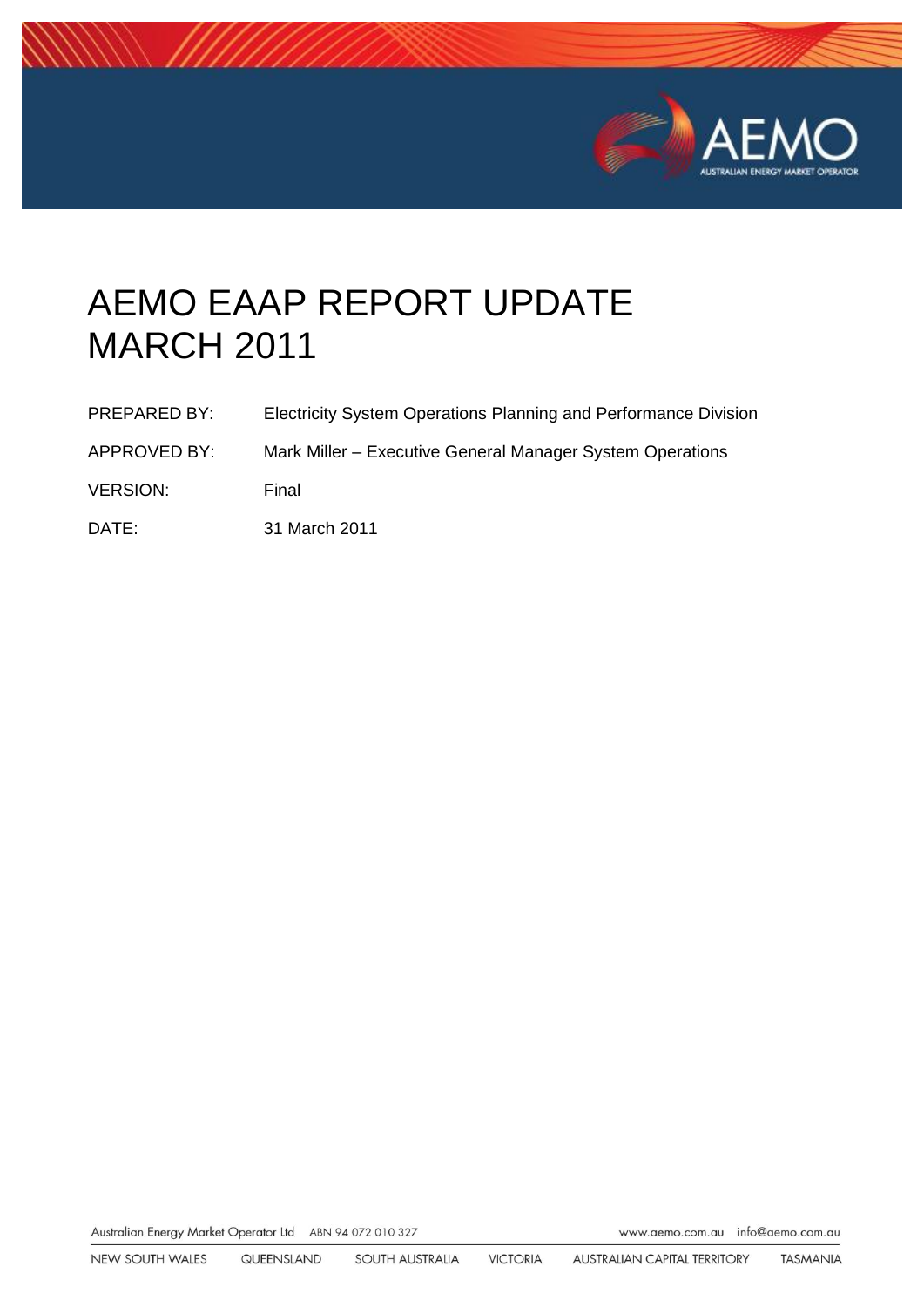# AEMO EAAP REPORT UPDATE MARCH 2011

| | |
|---|---|
| PREPARED BY: | Electricity System Operations Planning and Performance Division |
| APPROVED BY: | Mark Miller – Executive General Manager System Operations |
| VERSION: | Final |
| DATE: | 31 March 2011 |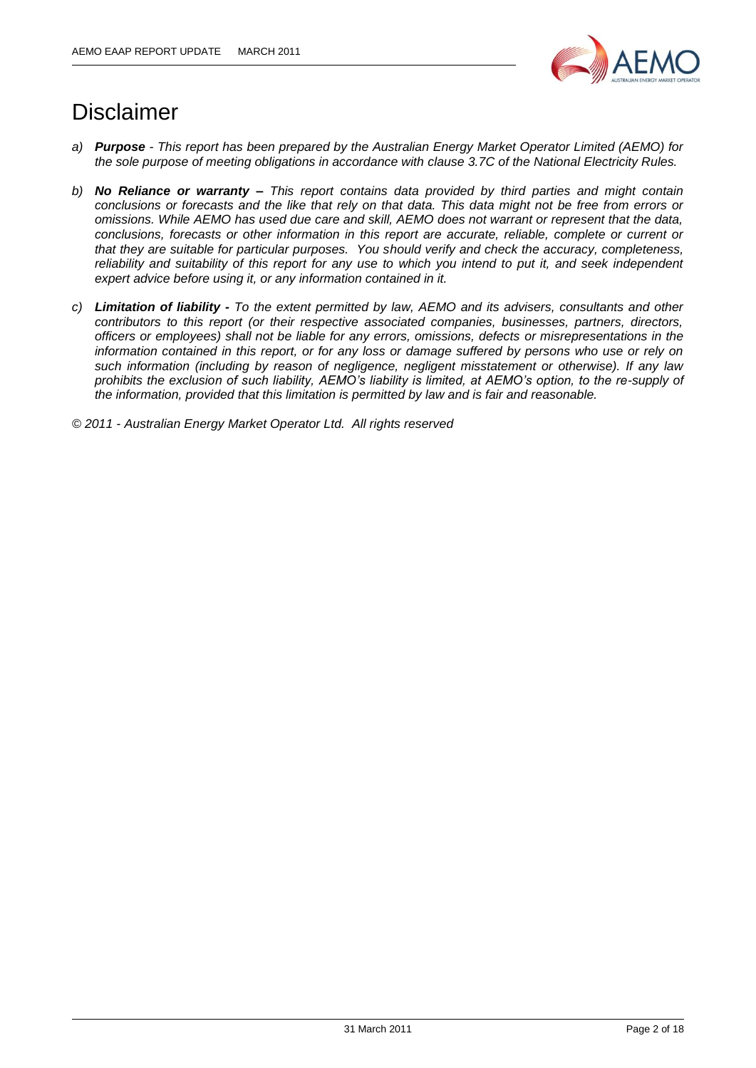# Disclaimer

a) ***Purpose*** *- This report has been prepared by the Australian Energy Market Operator Limited (AEMO) for the sole purpose of meeting obligations in accordance with clause 3.7C of the National Electricity Rules.*

b) ***No Reliance or warranty –*** *This report contains data provided by third parties and might contain conclusions or forecasts and the like that rely on that data. This data might not be free from errors or omissions. While AEMO has used due care and skill, AEMO does not warrant or represent that the data, conclusions, forecasts or other information in this report are accurate, reliable, complete or current or that they are suitable for particular purposes. You should verify and check the accuracy, completeness, reliability and suitability of this report for any use to which you intend to put it, and seek independent expert advice before using it, or any information contained in it.*

c) ***Limitation of liability -*** *To the extent permitted by law, AEMO and its advisers, consultants and other contributors to this report (or their respective associated companies, businesses, partners, directors, officers or employees) shall not be liable for any errors, omissions, defects or misrepresentations in the information contained in this report, or for any loss or damage suffered by persons who use or rely on such information (including by reason of negligence, negligent misstatement or otherwise). If any law prohibits the exclusion of such liability, AEMO's liability is limited, at AEMO's option, to the re-supply of the information, provided that this limitation is permitted by law and is fair and reasonable.*

*© 2011 - Australian Energy Market Operator Ltd. All rights reserved*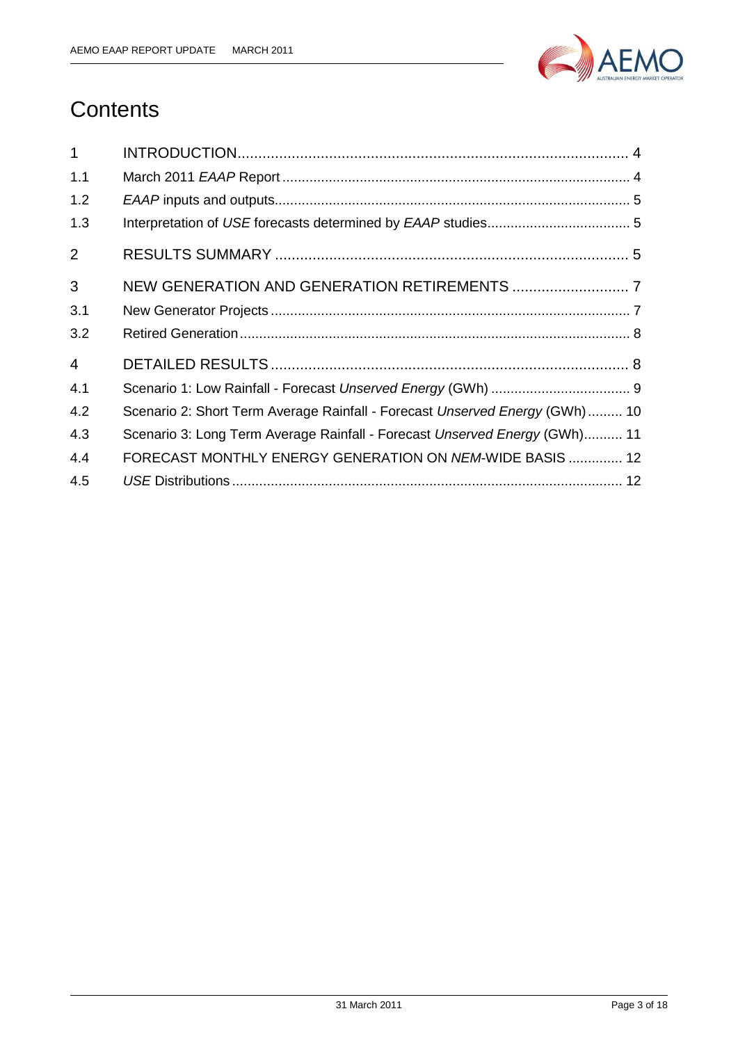# Contents

| | | |
|---|---|---|
| 1 | INTRODUCTION | 4 |
| 1.1 | March 2011 *EAAP* Report | 4 |
| 1.2 | *EAAP* inputs and outputs | 5 |
| 1.3 | Interpretation of *USE* forecasts determined by *EAAP* studies | 5 |
| 2 | RESULTS SUMMARY | 5 |
| 3 | NEW GENERATION AND GENERATION RETIREMENTS | 7 |
| 3.1 | New Generator Projects | 7 |
| 3.2 | Retired Generation | 8 |
| 4 | DETAILED RESULTS | 8 |
| 4.1 | Scenario 1: Low Rainfall - Forecast *Unserved Energy* (GWh) | 9 |
| 4.2 | Scenario 2: Short Term Average Rainfall - Forecast *Unserved Energy* (GWh) | 10 |
| 4.3 | Scenario 3: Long Term Average Rainfall - Forecast *Unserved Energy* (GWh) | 11 |
| 4.4 | FORECAST MONTHLY ENERGY GENERATION ON *NEM*-WIDE BASIS | 12 |
| 4.5 | *USE* Distributions | 12 |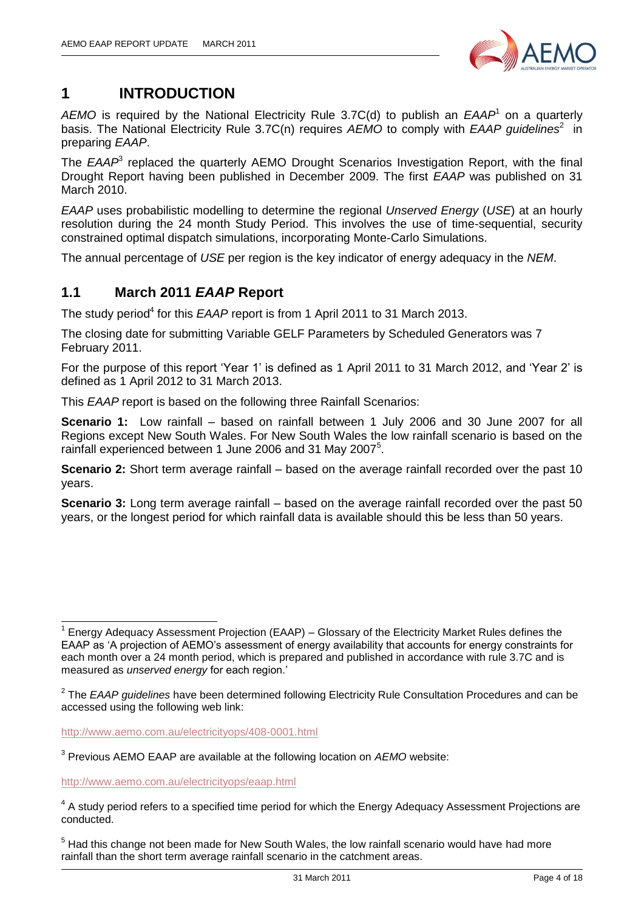# 1 INTRODUCTION

*AEMO* is required by the National Electricity Rule 3.7C(d) to publish an *EAAP*[1] on a quarterly basis. The National Electricity Rule 3.7C(n) requires *AEMO* to comply with *EAAP guidelines*[2] in preparing *EAAP*.

The *EAAP*[3] replaced the quarterly AEMO Drought Scenarios Investigation Report, with the final Drought Report having been published in December 2009. The first *EAAP* was published on 31 March 2010.

*EAAP* uses probabilistic modelling to determine the regional *Unserved Energy* (*USE*) at an hourly resolution during the 24 month Study Period. This involves the use of time-sequential, security constrained optimal dispatch simulations, incorporating Monte-Carlo Simulations.

The annual percentage of *USE* per region is the key indicator of energy adequacy in the *NEM*.

## 1.1 March 2011 *EAAP* Report

The study period[4] for this *EAAP* report is from 1 April 2011 to 31 March 2013.

The closing date for submitting Variable GELF Parameters by Scheduled Generators was 7 February 2011.

For the purpose of this report 'Year 1' is defined as 1 April 2011 to 31 March 2012, and 'Year 2' is defined as 1 April 2012 to 31 March 2013.

This *EAAP* report is based on the following three Rainfall Scenarios:

**Scenario 1:** Low rainfall – based on rainfall between 1 July 2006 and 30 June 2007 for all Regions except New South Wales. For New South Wales the low rainfall scenario is based on the rainfall experienced between 1 June 2006 and 31 May 2007[5].

**Scenario 2:** Short term average rainfall – based on the average rainfall recorded over the past 10 years.

**Scenario 3:** Long term average rainfall – based on the average rainfall recorded over the past 50 years, or the longest period for which rainfall data is available should this be less than 50 years.

---

[1] Energy Adequacy Assessment Projection (EAAP) – Glossary of the Electricity Market Rules defines the EAAP as 'A projection of AEMO's assessment of energy availability that accounts for energy constraints for each month over a 24 month period, which is prepared and published in accordance with rule 3.7C and is measured as *unserved energy* for each region.'

[2] The *EAAP guidelines* have been determined following Electricity Rule Consultation Procedures and can be accessed using the following web link:

http://www.aemo.com.au/electricityops/408-0001.html

[3] Previous AEMO EAAP are available at the following location on *AEMO* website:

http://www.aemo.com.au/electricityops/eaap.html

[4] A study period refers to a specified time period for which the Energy Adequacy Assessment Projections are conducted.

[5] Had this change not been made for New South Wales, the low rainfall scenario would have had more rainfall than the short term average rainfall scenario in the catchment areas.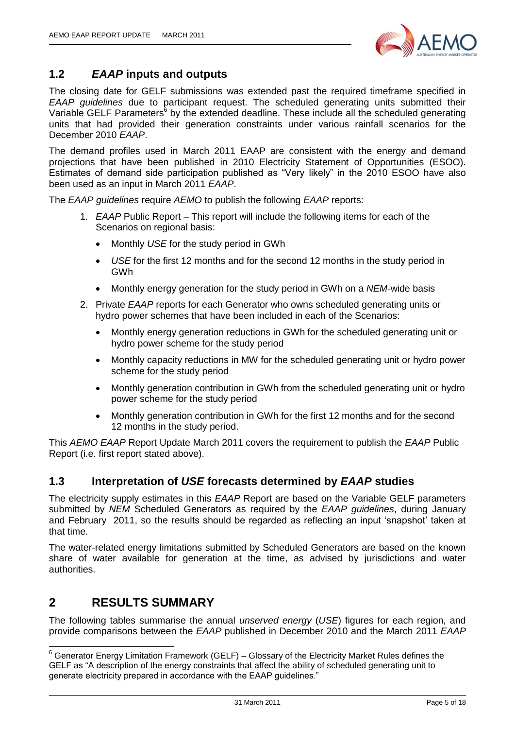## 1.2 *EAAP* inputs and outputs

The closing date for GELF submissions was extended past the required timeframe specified in *EAAP guidelines* due to participant request. The scheduled generating units submitted their Variable GELF Parameters[6] by the extended deadline. These include all the scheduled generating units that had provided their generation constraints under various rainfall scenarios for the December 2010 *EAAP*.

The demand profiles used in March 2011 EAAP are consistent with the energy and demand projections that have been published in 2010 Electricity Statement of Opportunities (ESOO). Estimates of demand side participation published as "Very likely" in the 2010 ESOO have also been used as an input in March 2011 *EAAP*.

The *EAAP guidelines* require *AEMO* to publish the following *EAAP* reports:

1. *EAAP* Public Report – This report will include the following items for each of the Scenarios on regional basis:
   - Monthly *USE* for the study period in GWh
   - *USE* for the first 12 months and for the second 12 months in the study period in GWh
   - Monthly energy generation for the study period in GWh on a *NEM*-wide basis
2. Private *EAAP* reports for each Generator who owns scheduled generating units or hydro power schemes that have been included in each of the Scenarios:
   - Monthly energy generation reductions in GWh for the scheduled generating unit or hydro power scheme for the study period
   - Monthly capacity reductions in MW for the scheduled generating unit or hydro power scheme for the study period
   - Monthly generation contribution in GWh from the scheduled generating unit or hydro power scheme for the study period
   - Monthly generation contribution in GWh for the first 12 months and for the second 12 months in the study period.

This *AEMO EAAP* Report Update March 2011 covers the requirement to publish the *EAAP* Public Report (i.e. first report stated above).

## 1.3 Interpretation of *USE* forecasts determined by *EAAP* studies

The electricity supply estimates in this *EAAP* Report are based on the Variable GELF parameters submitted by *NEM* Scheduled Generators as required by the *EAAP guidelines*, during January and February 2011, so the results should be regarded as reflecting an input 'snapshot' taken at that time.

The water-related energy limitations submitted by Scheduled Generators are based on the known share of water available for generation at the time, as advised by jurisdictions and water authorities.

# 2 RESULTS SUMMARY

The following tables summarise the annual *unserved energy* (*USE*) figures for each region, and provide comparisons between the *EAAP* published in December 2010 and the March 2011 *EAAP*

[6] Generator Energy Limitation Framework (GELF) – Glossary of the Electricity Market Rules defines the GELF as "A description of the energy constraints that affect the ability of scheduled generating unit to generate electricity prepared in accordance with the EAAP guidelines."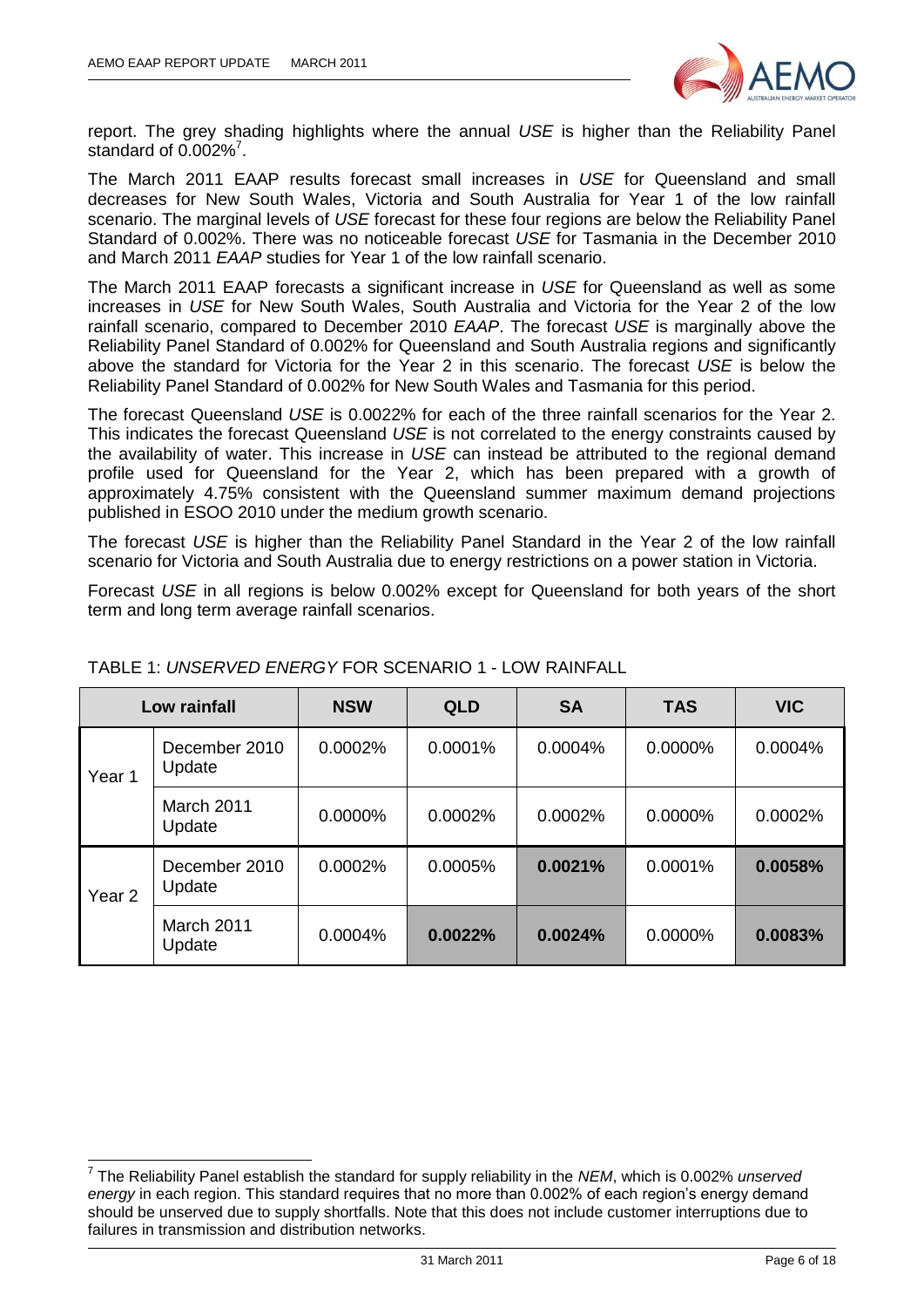report. The grey shading highlights where the annual *USE* is higher than the Reliability Panel standard of 0.002%[7].

The March 2011 EAAP results forecast small increases in *USE* for Queensland and small decreases for New South Wales, Victoria and South Australia for Year 1 of the low rainfall scenario. The marginal levels of *USE* forecast for these four regions are below the Reliability Panel Standard of 0.002%. There was no noticeable forecast *USE* for Tasmania in the December 2010 and March 2011 *EAAP* studies for Year 1 of the low rainfall scenario.

The March 2011 EAAP forecasts a significant increase in *USE* for Queensland as well as some increases in *USE* for New South Wales, South Australia and Victoria for the Year 2 of the low rainfall scenario, compared to December 2010 *EAAP*. The forecast *USE* is marginally above the Reliability Panel Standard of 0.002% for Queensland and South Australia regions and significantly above the standard for Victoria for the Year 2 in this scenario. The forecast *USE* is below the Reliability Panel Standard of 0.002% for New South Wales and Tasmania for this period.

The forecast Queensland *USE* is 0.0022% for each of the three rainfall scenarios for the Year 2. This indicates the forecast Queensland *USE* is not correlated to the energy constraints caused by the availability of water. This increase in *USE* can instead be attributed to the regional demand profile used for Queensland for the Year 2, which has been prepared with a growth of approximately 4.75% consistent with the Queensland summer maximum demand projections published in ESOO 2010 under the medium growth scenario.

The forecast *USE* is higher than the Reliability Panel Standard in the Year 2 of the low rainfall scenario for Victoria and South Australia due to energy restrictions on a power station in Victoria.

Forecast *USE* in all regions is below 0.002% except for Queensland for both years of the short term and long term average rainfall scenarios.

TABLE 1: *UNSERVED ENERGY* FOR SCENARIO 1 - LOW RAINFALL

| Low rainfall | | NSW | QLD | SA | TAS | VIC |
|---|---|---|---|---|---|---|
| Year 1 | December 2010 Update | 0.0002% | 0.0001% | 0.0004% | 0.0000% | 0.0004% |
| | March 2011 Update | 0.0000% | 0.0002% | 0.0002% | 0.0000% | 0.0002% |
| Year 2 | December 2010 Update | 0.0002% | 0.0005% | **0.0021%** | 0.0001% | **0.0058%** |
| | March 2011 Update | 0.0004% | **0.0022%** | **0.0024%** | 0.0000% | **0.0083%** |

[7] The Reliability Panel establish the standard for supply reliability in the *NEM*, which is 0.002% *unserved energy* in each region. This standard requires that no more than 0.002% of each region's energy demand should be unserved due to supply shortfalls. Note that this does not include customer interruptions due to failures in transmission and distribution networks.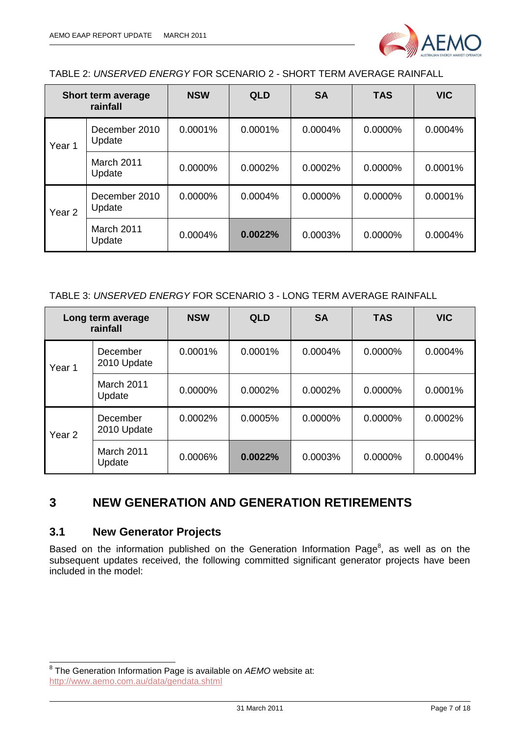TABLE 2: *UNSERVED ENERGY* FOR SCENARIO 2 - SHORT TERM AVERAGE RAINFALL

| Short term average rainfall | | NSW | QLD | SA | TAS | VIC |
|---|---|---|---|---|---|---|
| Year 1 | December 2010 Update | 0.0001% | 0.0001% | 0.0004% | 0.0000% | 0.0004% |
| | March 2011 Update | 0.0000% | 0.0002% | 0.0002% | 0.0000% | 0.0001% |
| Year 2 | December 2010 Update | 0.0000% | 0.0004% | 0.0000% | 0.0000% | 0.0001% |
| | March 2011 Update | 0.0004% | **0.0022%** | 0.0003% | 0.0000% | 0.0004% |

TABLE 3: *UNSERVED ENERGY* FOR SCENARIO 3 - LONG TERM AVERAGE RAINFALL

| Long term average rainfall | | NSW | QLD | SA | TAS | VIC |
|---|---|---|---|---|---|---|
| Year 1 | December 2010 Update | 0.0001% | 0.0001% | 0.0004% | 0.0000% | 0.0004% |
| | March 2011 Update | 0.0000% | 0.0002% | 0.0002% | 0.0000% | 0.0001% |
| Year 2 | December 2010 Update | 0.0002% | 0.0005% | 0.0000% | 0.0000% | 0.0002% |
| | March 2011 Update | 0.0006% | **0.0022%** | 0.0003% | 0.0000% | 0.0004% |

# 3 NEW GENERATION AND GENERATION RETIREMENTS

## 3.1 New Generator Projects

Based on the information published on the Generation Information Page[8], as well as on the subsequent updates received, the following committed significant generator projects have been included in the model:

[8] The Generation Information Page is available on *AEMO* website at: http://www.aemo.com.au/data/gendata.shtml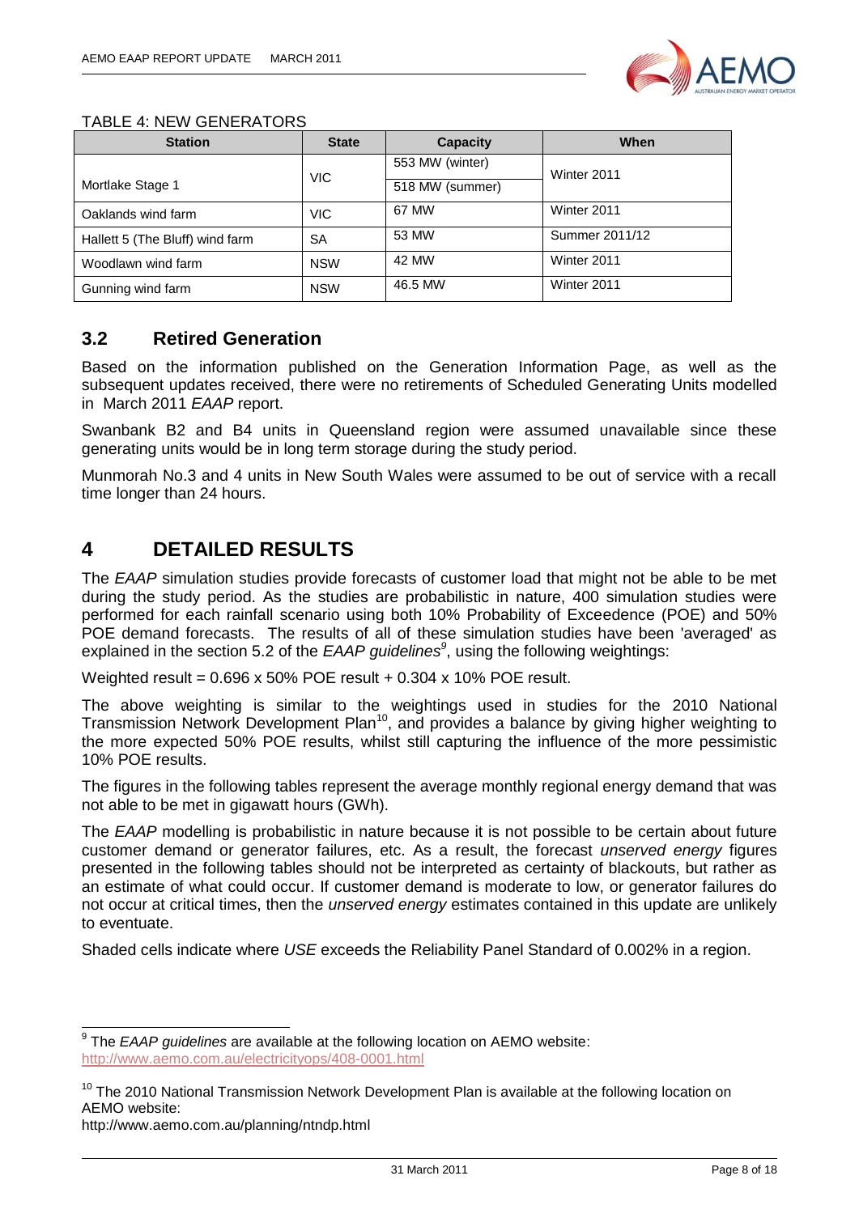TABLE 4: NEW GENERATORS

| Station | State | Capacity | When |
|---|---|---|---|
| Mortlake Stage 1 | VIC | 553 MW (winter) | Winter 2011 |
| | | 518 MW (summer) | |
| Oaklands wind farm | VIC | 67 MW | Winter 2011 |
| Hallett 5 (The Bluff) wind farm | SA | 53 MW | Summer 2011/12 |
| Woodlawn wind farm | NSW | 42 MW | Winter 2011 |
| Gunning wind farm | NSW | 46.5 MW | Winter 2011 |

## 3.2 Retired Generation

Based on the information published on the Generation Information Page, as well as the subsequent updates received, there were no retirements of Scheduled Generating Units modelled in March 2011 *EAAP* report.

Swanbank B2 and B4 units in Queensland region were assumed unavailable since these generating units would be in long term storage during the study period.

Munmorah No.3 and 4 units in New South Wales were assumed to be out of service with a recall time longer than 24 hours.

# 4 DETAILED RESULTS

The *EAAP* simulation studies provide forecasts of customer load that might not be able to be met during the study period. As the studies are probabilistic in nature, 400 simulation studies were performed for each rainfall scenario using both 10% Probability of Exceedence (POE) and 50% POE demand forecasts. The results of all of these simulation studies have been 'averaged' as explained in the section 5.2 of the *EAAP guidelines*[9], using the following weightings:

Weighted result = 0.696 x 50% POE result + 0.304 x 10% POE result.

The above weighting is similar to the weightings used in studies for the 2010 National Transmission Network Development Plan[10], and provides a balance by giving higher weighting to the more expected 50% POE results, whilst still capturing the influence of the more pessimistic 10% POE results.

The figures in the following tables represent the average monthly regional energy demand that was not able to be met in gigawatt hours (GWh).

The *EAAP* modelling is probabilistic in nature because it is not possible to be certain about future customer demand or generator failures, etc. As a result, the forecast *unserved energy* figures presented in the following tables should not be interpreted as certainty of blackouts, but rather as an estimate of what could occur. If customer demand is moderate to low, or generator failures do not occur at critical times, then the *unserved energy* estimates contained in this update are unlikely to eventuate.

Shaded cells indicate where *USE* exceeds the Reliability Panel Standard of 0.002% in a region.

---

[9] The *EAAP guidelines* are available at the following location on AEMO website: http://www.aemo.com.au/electricityops/408-0001.html

[10] The 2010 National Transmission Network Development Plan is available at the following location on AEMO website:
http://www.aemo.com.au/planning/ntndp.html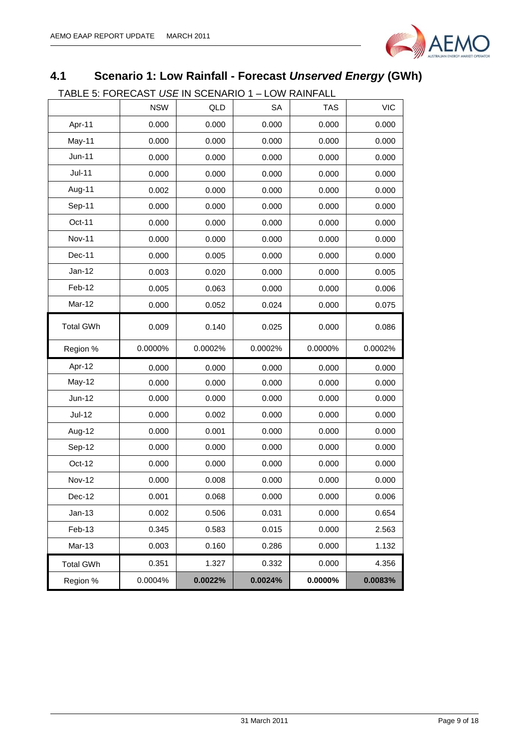## 4.1 Scenario 1: Low Rainfall - Forecast *Unserved Energy* (GWh)

TABLE 5: FORECAST *USE* IN SCENARIO 1 – LOW RAINFALL

| | NSW | QLD | SA | TAS | VIC |
|---|---|---|---|---|---|
| Apr-11 | 0.000 | 0.000 | 0.000 | 0.000 | 0.000 |
| May-11 | 0.000 | 0.000 | 0.000 | 0.000 | 0.000 |
| Jun-11 | 0.000 | 0.000 | 0.000 | 0.000 | 0.000 |
| Jul-11 | 0.000 | 0.000 | 0.000 | 0.000 | 0.000 |
| Aug-11 | 0.002 | 0.000 | 0.000 | 0.000 | 0.000 |
| Sep-11 | 0.000 | 0.000 | 0.000 | 0.000 | 0.000 |
| Oct-11 | 0.000 | 0.000 | 0.000 | 0.000 | 0.000 |
| Nov-11 | 0.000 | 0.000 | 0.000 | 0.000 | 0.000 |
| Dec-11 | 0.000 | 0.005 | 0.000 | 0.000 | 0.000 |
| Jan-12 | 0.003 | 0.020 | 0.000 | 0.000 | 0.005 |
| Feb-12 | 0.005 | 0.063 | 0.000 | 0.000 | 0.006 |
| Mar-12 | 0.000 | 0.052 | 0.024 | 0.000 | 0.075 |
| Total GWh | 0.009 | 0.140 | 0.025 | 0.000 | 0.086 |
| Region % | 0.0000% | 0.0002% | 0.0002% | 0.0000% | 0.0002% |
| Apr-12 | 0.000 | 0.000 | 0.000 | 0.000 | 0.000 |
| May-12 | 0.000 | 0.000 | 0.000 | 0.000 | 0.000 |
| Jun-12 | 0.000 | 0.000 | 0.000 | 0.000 | 0.000 |
| Jul-12 | 0.000 | 0.002 | 0.000 | 0.000 | 0.000 |
| Aug-12 | 0.000 | 0.001 | 0.000 | 0.000 | 0.000 |
| Sep-12 | 0.000 | 0.000 | 0.000 | 0.000 | 0.000 |
| Oct-12 | 0.000 | 0.000 | 0.000 | 0.000 | 0.000 |
| Nov-12 | 0.000 | 0.008 | 0.000 | 0.000 | 0.000 |
| Dec-12 | 0.001 | 0.068 | 0.000 | 0.000 | 0.006 |
| Jan-13 | 0.002 | 0.506 | 0.031 | 0.000 | 0.654 |
| Feb-13 | 0.345 | 0.583 | 0.015 | 0.000 | 2.563 |
| Mar-13 | 0.003 | 0.160 | 0.286 | 0.000 | 1.132 |
| Total GWh | 0.351 | 1.327 | 0.332 | 0.000 | 4.356 |
| Region % | 0.0004% | **0.0022%** | **0.0024%** | **0.0000%** | **0.0083%** |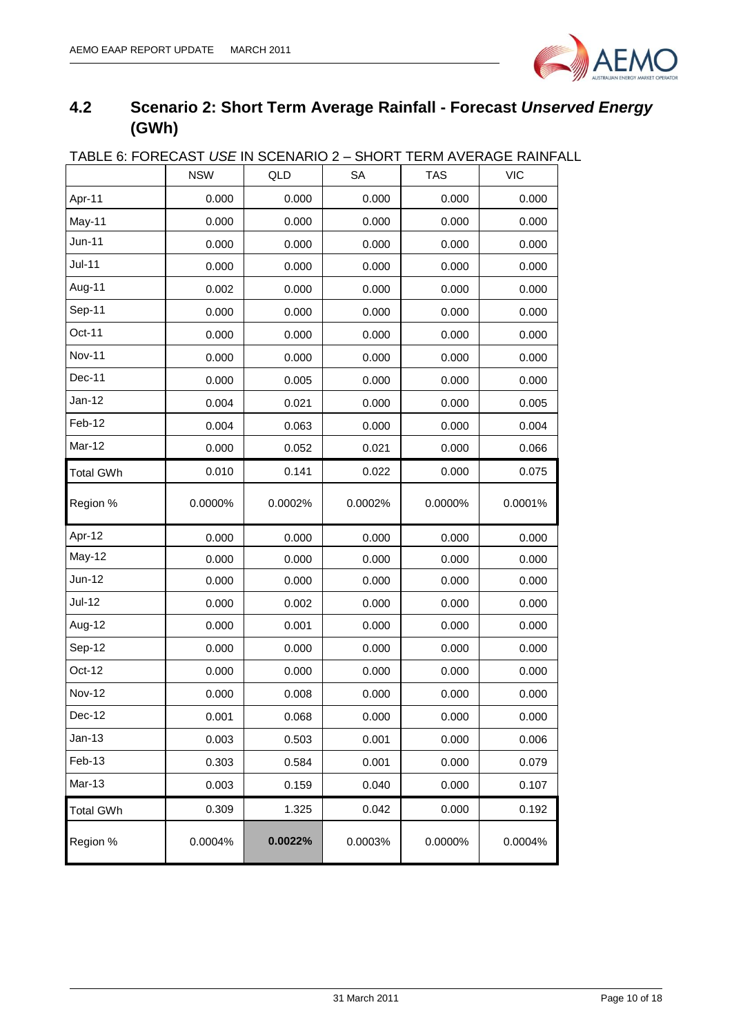## 4.2 Scenario 2: Short Term Average Rainfall - Forecast *Unserved Energy* (GWh)

TABLE 6: FORECAST *USE* IN SCENARIO 2 – SHORT TERM AVERAGE RAINFALL

| | NSW | QLD | SA | TAS | VIC |
|---|---|---|---|---|---|
| Apr-11 | 0.000 | 0.000 | 0.000 | 0.000 | 0.000 |
| May-11 | 0.000 | 0.000 | 0.000 | 0.000 | 0.000 |
| Jun-11 | 0.000 | 0.000 | 0.000 | 0.000 | 0.000 |
| Jul-11 | 0.000 | 0.000 | 0.000 | 0.000 | 0.000 |
| Aug-11 | 0.002 | 0.000 | 0.000 | 0.000 | 0.000 |
| Sep-11 | 0.000 | 0.000 | 0.000 | 0.000 | 0.000 |
| Oct-11 | 0.000 | 0.000 | 0.000 | 0.000 | 0.000 |
| Nov-11 | 0.000 | 0.000 | 0.000 | 0.000 | 0.000 |
| Dec-11 | 0.000 | 0.005 | 0.000 | 0.000 | 0.000 |
| Jan-12 | 0.004 | 0.021 | 0.000 | 0.000 | 0.005 |
| Feb-12 | 0.004 | 0.063 | 0.000 | 0.000 | 0.004 |
| Mar-12 | 0.000 | 0.052 | 0.021 | 0.000 | 0.066 |
| Total GWh | 0.010 | 0.141 | 0.022 | 0.000 | 0.075 |
| Region % | 0.0000% | 0.0002% | 0.0002% | 0.0000% | 0.0001% |
| Apr-12 | 0.000 | 0.000 | 0.000 | 0.000 | 0.000 |
| May-12 | 0.000 | 0.000 | 0.000 | 0.000 | 0.000 |
| Jun-12 | 0.000 | 0.000 | 0.000 | 0.000 | 0.000 |
| Jul-12 | 0.000 | 0.002 | 0.000 | 0.000 | 0.000 |
| Aug-12 | 0.000 | 0.001 | 0.000 | 0.000 | 0.000 |
| Sep-12 | 0.000 | 0.000 | 0.000 | 0.000 | 0.000 |
| Oct-12 | 0.000 | 0.000 | 0.000 | 0.000 | 0.000 |
| Nov-12 | 0.000 | 0.008 | 0.000 | 0.000 | 0.000 |
| Dec-12 | 0.001 | 0.068 | 0.000 | 0.000 | 0.000 |
| Jan-13 | 0.003 | 0.503 | 0.001 | 0.000 | 0.006 |
| Feb-13 | 0.303 | 0.584 | 0.001 | 0.000 | 0.079 |
| Mar-13 | 0.003 | 0.159 | 0.040 | 0.000 | 0.107 |
| Total GWh | 0.309 | 1.325 | 0.042 | 0.000 | 0.192 |
| Region % | 0.0004% | **0.0022%** | 0.0003% | 0.0000% | 0.0004% |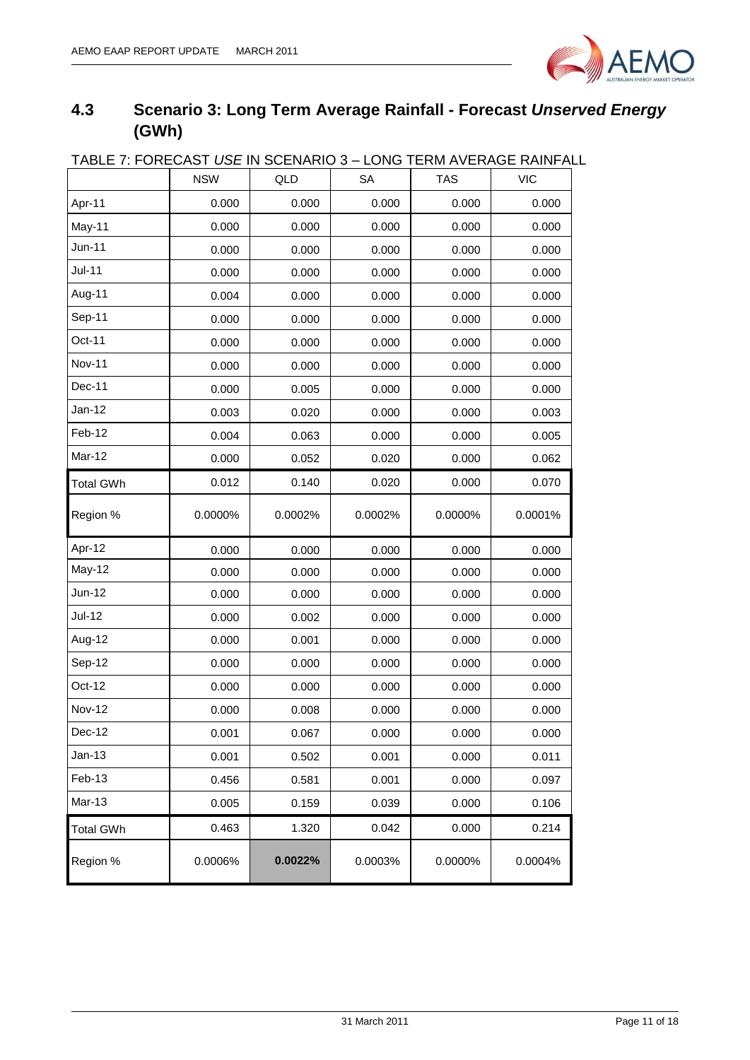## 4.3 Scenario 3: Long Term Average Rainfall - Forecast *Unserved Energy* (GWh)

TABLE 7: FORECAST *USE* IN SCENARIO 3 – LONG TERM AVERAGE RAINFALL

| | NSW | QLD | SA | TAS | VIC |
|---|---|---|---|---|---|
| Apr-11 | 0.000 | 0.000 | 0.000 | 0.000 | 0.000 |
| May-11 | 0.000 | 0.000 | 0.000 | 0.000 | 0.000 |
| Jun-11 | 0.000 | 0.000 | 0.000 | 0.000 | 0.000 |
| Jul-11 | 0.000 | 0.000 | 0.000 | 0.000 | 0.000 |
| Aug-11 | 0.004 | 0.000 | 0.000 | 0.000 | 0.000 |
| Sep-11 | 0.000 | 0.000 | 0.000 | 0.000 | 0.000 |
| Oct-11 | 0.000 | 0.000 | 0.000 | 0.000 | 0.000 |
| Nov-11 | 0.000 | 0.000 | 0.000 | 0.000 | 0.000 |
| Dec-11 | 0.000 | 0.005 | 0.000 | 0.000 | 0.000 |
| Jan-12 | 0.003 | 0.020 | 0.000 | 0.000 | 0.003 |
| Feb-12 | 0.004 | 0.063 | 0.000 | 0.000 | 0.005 |
| Mar-12 | 0.000 | 0.052 | 0.020 | 0.000 | 0.062 |
| Total GWh | 0.012 | 0.140 | 0.020 | 0.000 | 0.070 |
| Region % | 0.0000% | 0.0002% | 0.0002% | 0.0000% | 0.0001% |
| Apr-12 | 0.000 | 0.000 | 0.000 | 0.000 | 0.000 |
| May-12 | 0.000 | 0.000 | 0.000 | 0.000 | 0.000 |
| Jun-12 | 0.000 | 0.000 | 0.000 | 0.000 | 0.000 |
| Jul-12 | 0.000 | 0.002 | 0.000 | 0.000 | 0.000 |
| Aug-12 | 0.000 | 0.001 | 0.000 | 0.000 | 0.000 |
| Sep-12 | 0.000 | 0.000 | 0.000 | 0.000 | 0.000 |
| Oct-12 | 0.000 | 0.000 | 0.000 | 0.000 | 0.000 |
| Nov-12 | 0.000 | 0.008 | 0.000 | 0.000 | 0.000 |
| Dec-12 | 0.001 | 0.067 | 0.000 | 0.000 | 0.000 |
| Jan-13 | 0.001 | 0.502 | 0.001 | 0.000 | 0.011 |
| Feb-13 | 0.456 | 0.581 | 0.001 | 0.000 | 0.097 |
| Mar-13 | 0.005 | 0.159 | 0.039 | 0.000 | 0.106 |
| Total GWh | 0.463 | 1.320 | 0.042 | 0.000 | 0.214 |
| Region % | 0.0006% | **0.0022%** | 0.0003% | 0.0000% | 0.0004% |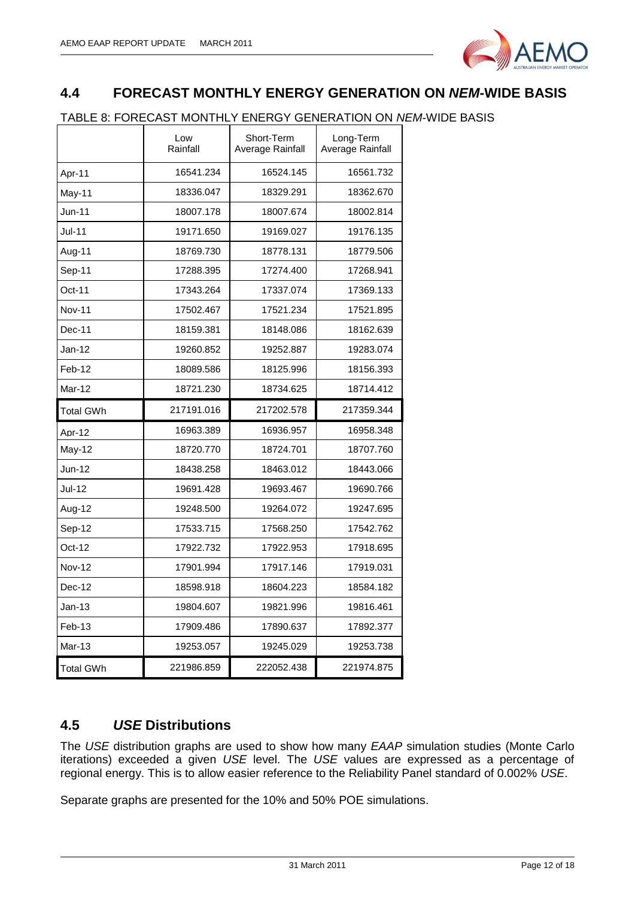## 4.4 FORECAST MONTHLY ENERGY GENERATION ON *NEM*-WIDE BASIS

TABLE 8: FORECAST MONTHLY ENERGY GENERATION ON *NEM*-WIDE BASIS

| | Low Rainfall | Short-Term Average Rainfall | Long-Term Average Rainfall |
|---|---|---|---|
| Apr-11 | 16541.234 | 16524.145 | 16561.732 |
| May-11 | 18336.047 | 18329.291 | 18362.670 |
| Jun-11 | 18007.178 | 18007.674 | 18002.814 |
| Jul-11 | 19171.650 | 19169.027 | 19176.135 |
| Aug-11 | 18769.730 | 18778.131 | 18779.506 |
| Sep-11 | 17288.395 | 17274.400 | 17268.941 |
| Oct-11 | 17343.264 | 17337.074 | 17369.133 |
| Nov-11 | 17502.467 | 17521.234 | 17521.895 |
| Dec-11 | 18159.381 | 18148.086 | 18162.639 |
| Jan-12 | 19260.852 | 19252.887 | 19283.074 |
| Feb-12 | 18089.586 | 18125.996 | 18156.393 |
| Mar-12 | 18721.230 | 18734.625 | 18714.412 |
| Total GWh | 217191.016 | 217202.578 | 217359.344 |
| Apr-12 | 16963.389 | 16936.957 | 16958.348 |
| May-12 | 18720.770 | 18724.701 | 18707.760 |
| Jun-12 | 18438.258 | 18463.012 | 18443.066 |
| Jul-12 | 19691.428 | 19693.467 | 19690.766 |
| Aug-12 | 19248.500 | 19264.072 | 19247.695 |
| Sep-12 | 17533.715 | 17568.250 | 17542.762 |
| Oct-12 | 17922.732 | 17922.953 | 17918.695 |
| Nov-12 | 17901.994 | 17917.146 | 17919.031 |
| Dec-12 | 18598.918 | 18604.223 | 18584.182 |
| Jan-13 | 19804.607 | 19821.996 | 19816.461 |
| Feb-13 | 17909.486 | 17890.637 | 17892.377 |
| Mar-13 | 19253.057 | 19245.029 | 19253.738 |
| Total GWh | 221986.859 | 222052.438 | 221974.875 |

## 4.5 *USE* Distributions

The *USE* distribution graphs are used to show how many *EAAP* simulation studies (Monte Carlo iterations) exceeded a given *USE* level. The *USE* values are expressed as a percentage of regional energy. This is to allow easier reference to the Reliability Panel standard of 0.002% *USE*.

Separate graphs are presented for the 10% and 50% POE simulations.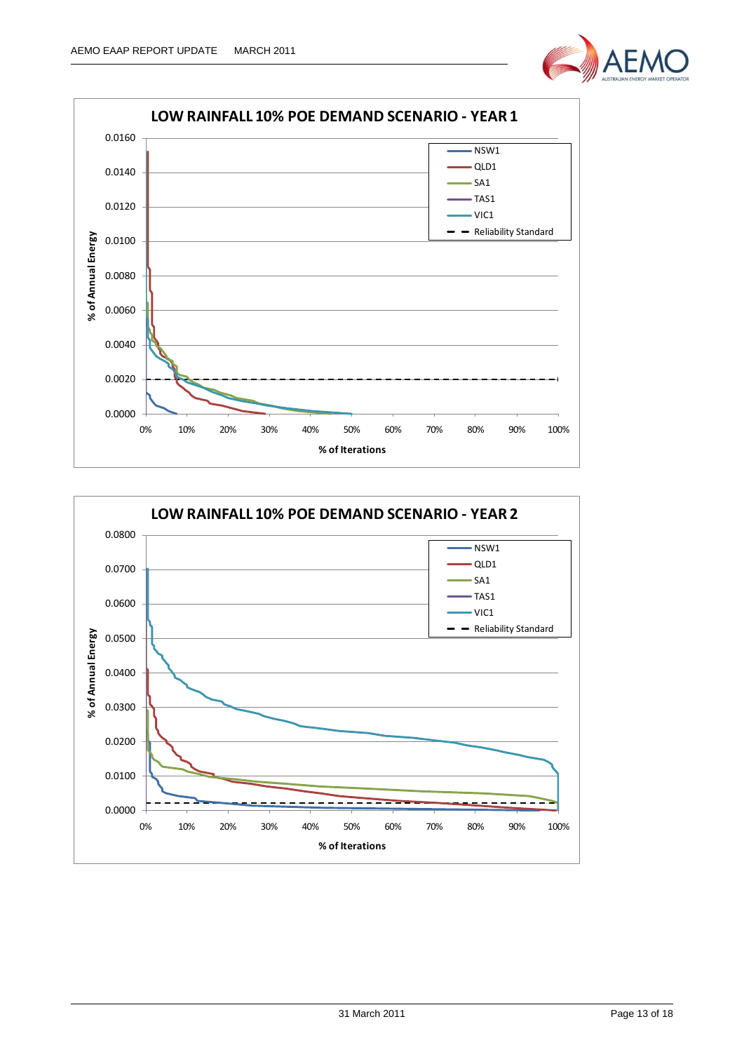**LOW RAINFALL 10% POE DEMAND SCENARIO - YEAR 1**

**LOW RAINFALL 10% POE DEMAND SCENARIO - YEAR 2**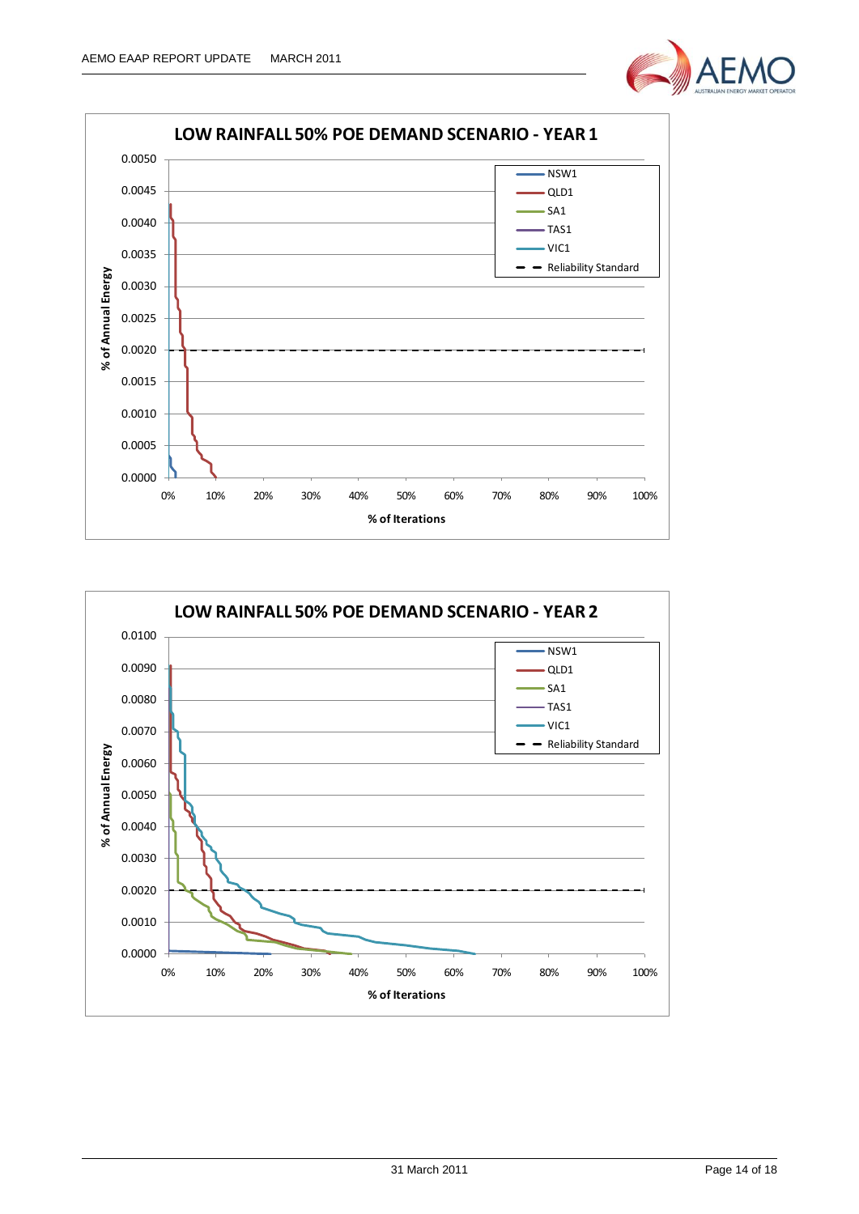**LOW RAINFALL 50% POE DEMAND SCENARIO - YEAR 1**

% of Annual Energy (y-axis: 0.0000 – 0.0050); % of Iterations (x-axis: 0% – 100%)

Legend: NSW1, QLD1, SA1, TAS1, VIC1, Reliability Standard

**LOW RAINFALL 50% POE DEMAND SCENARIO - YEAR 2**

% of Annual Energy (y-axis: 0.0000 – 0.0100); % of Iterations (x-axis: 0% – 100%)

Legend: NSW1, QLD1, SA1, TAS1, VIC1, Reliability Standard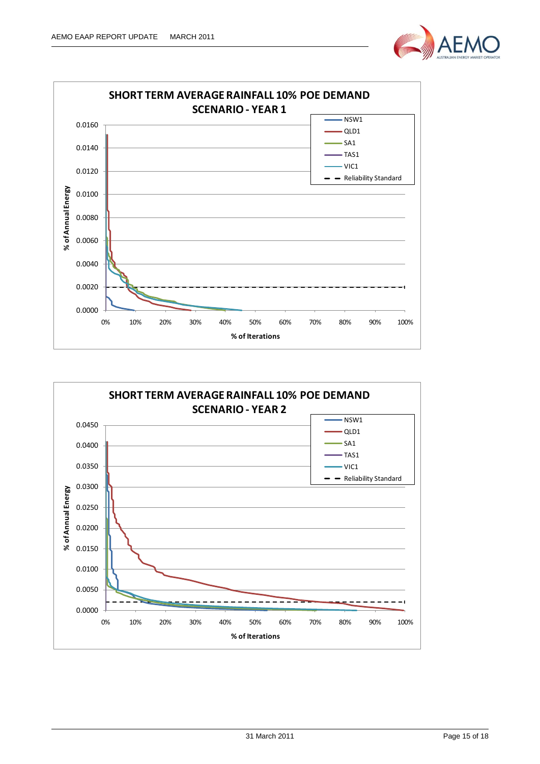**SHORT TERM AVERAGE RAINFALL 10% POE DEMAND SCENARIO - YEAR 1**

Legend: NSW1, QLD1, SA1, TAS1, VIC1, Reliability Standard

Y-axis: % of Annual Energy (0.0000 – 0.0160)

X-axis: % of Iterations (0% – 100%)

**SHORT TERM AVERAGE RAINFALL 10% POE DEMAND SCENARIO - YEAR 2**

Legend: NSW1, QLD1, SA1, TAS1, VIC1, Reliability Standard

Y-axis: % of Annual Energy (0.0000 – 0.0450)

X-axis: % of Iterations (0% – 100%)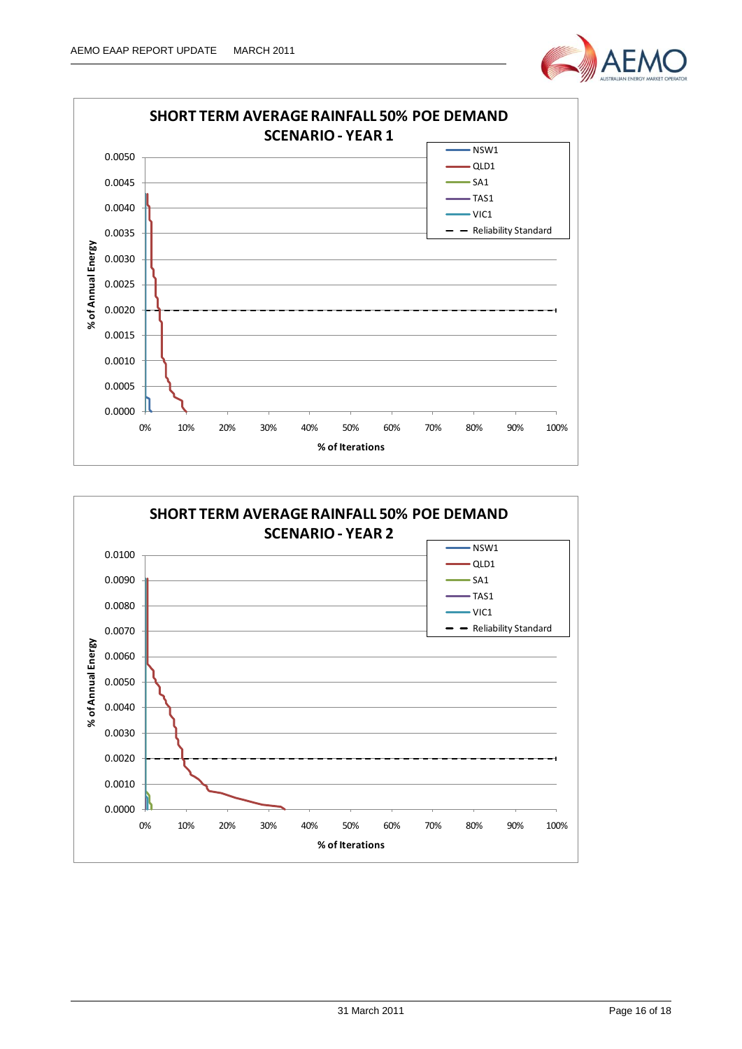**SHORT TERM AVERAGE RAINFALL 50% POE DEMAND SCENARIO - YEAR 1**

Legend: NSW1, QLD1, SA1, TAS1, VIC1, Reliability Standard

Y-axis: % of Annual Energy (0.0000 – 0.0050)

X-axis: % of Iterations (0% – 100%)

**SHORT TERM AVERAGE RAINFALL 50% POE DEMAND SCENARIO - YEAR 2**

Legend: NSW1, QLD1, SA1, TAS1, VIC1, Reliability Standard

Y-axis: % of Annual Energy (0.0000 – 0.0100)

X-axis: % of Iterations (0% – 100%)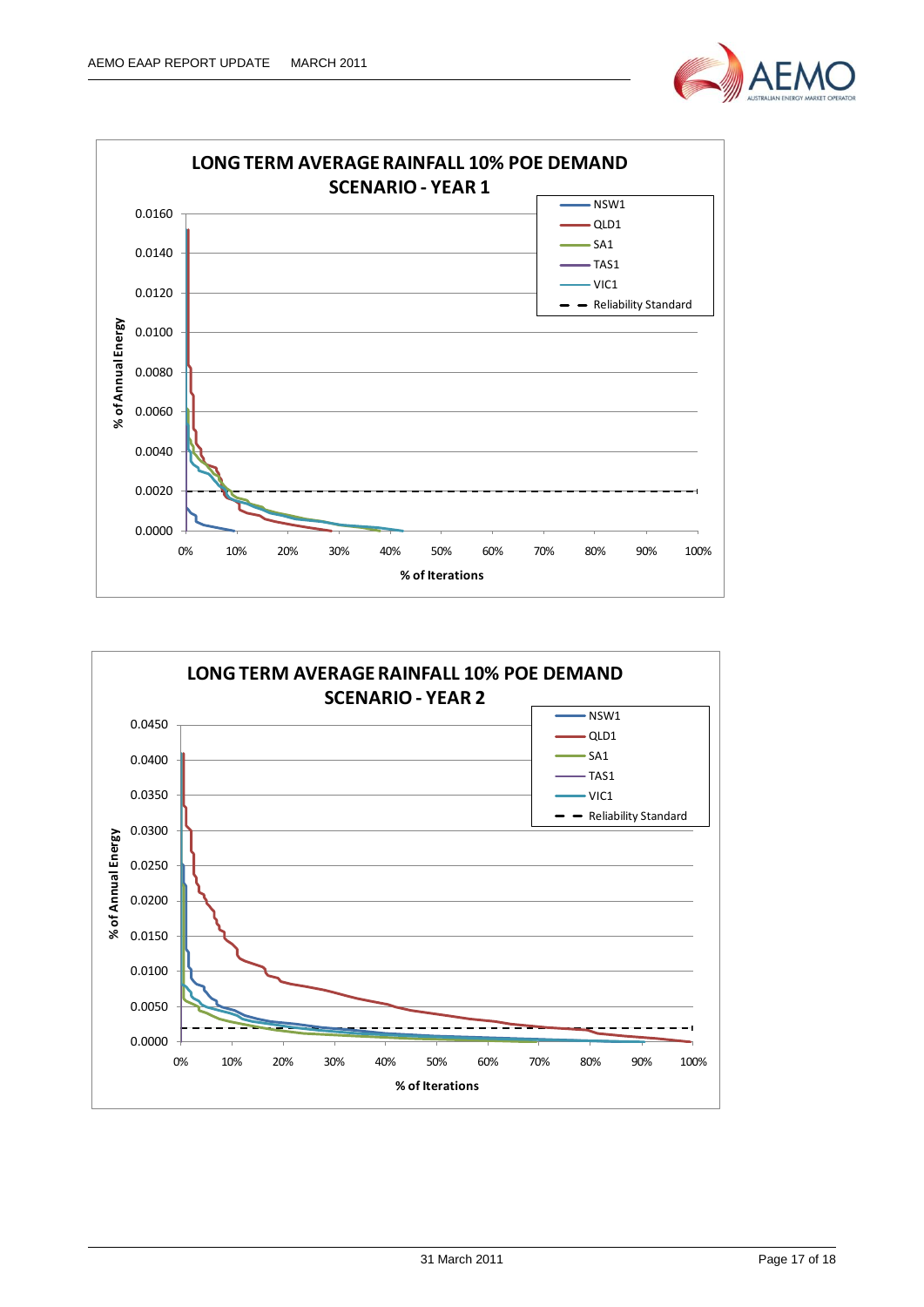**LONG TERM AVERAGE RAINFALL 10% POE DEMAND SCENARIO - YEAR 1**

% of Annual Energy (0.0000 – 0.0160) vs % of Iterations (0% – 100%)

Legend: NSW1, QLD1, SA1, TAS1, VIC1, Reliability Standard

**LONG TERM AVERAGE RAINFALL 10% POE DEMAND SCENARIO - YEAR 2**

% of Annual Energy (0.0000 – 0.0450) vs % of Iterations (0% – 100%)

Legend: NSW1, QLD1, SA1, TAS1, VIC1, Reliability Standard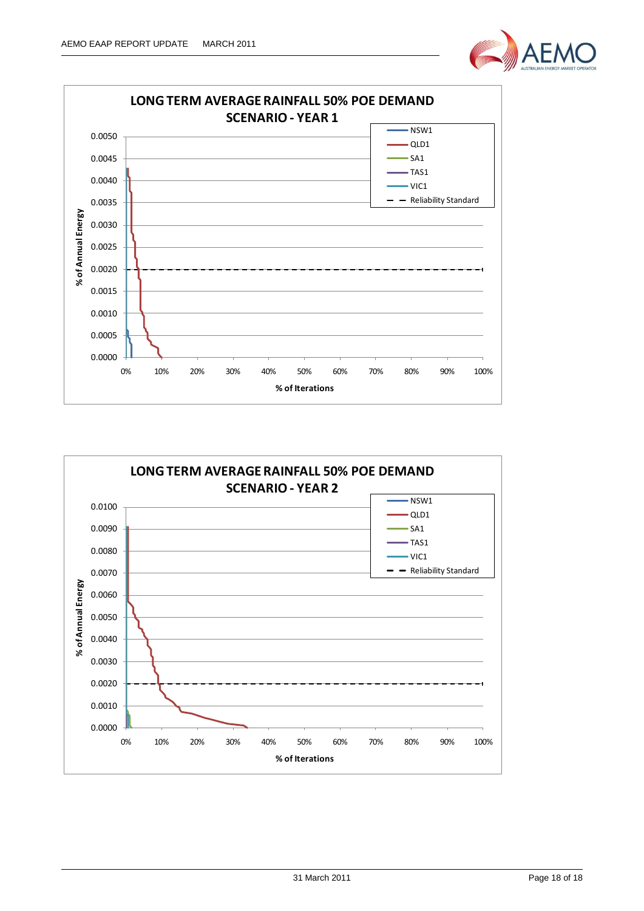LONG TERM AVERAGE RAINFALL 50% POE DEMAND SCENARIO - YEAR 1

NSW1
QLD1
SA1
TAS1
VIC1
Reliability Standard

% of Annual Energy

0.0050
0.0045
0.0040
0.0035
0.0030
0.0025
0.0020
0.0015
0.0010
0.0005
0.0000

0%
10%
20%
30%
40%
50%
60%
70%
80%
90%
100%

% of Iterations

LONG TERM AVERAGE RAINFALL 50% POE DEMAND SCENARIO - YEAR 2

NSW1
QLD1
SA1
TAS1
VIC1
Reliability Standard

% of Annual Energy

0.0100
0.0090
0.0080
0.0070
0.0060
0.0050
0.0040
0.0030
0.0020
0.0010
0.0000

0%
10%
20%
30%
40%
50%
60%
70%
80%
90%
100%

% of Iterations